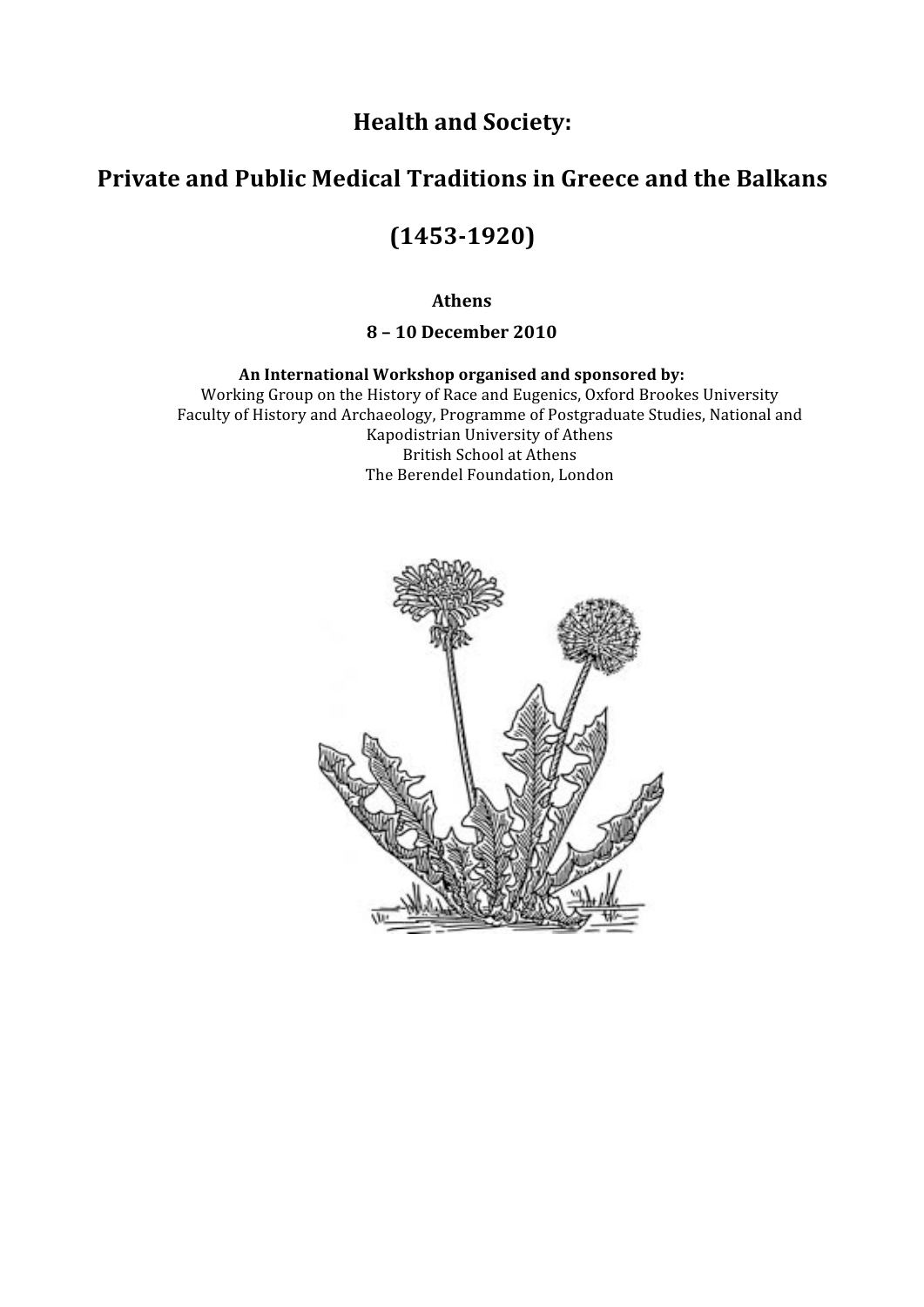# Health and Society:

## Private and Public Medical Traditions in Greece and the Balkans

## (1453-1920)

**Athens**

**8 – 10 December 2010**

**An International Workshop organised and sponsored by:**

Working Group on the History of Race and Eugenics, Oxford Brookes University
Faculty of History and Archaeology, Programme of Postgraduate Studies, National and Kapodistrian University of Athens
British School at Athens
The Berendel Foundation, London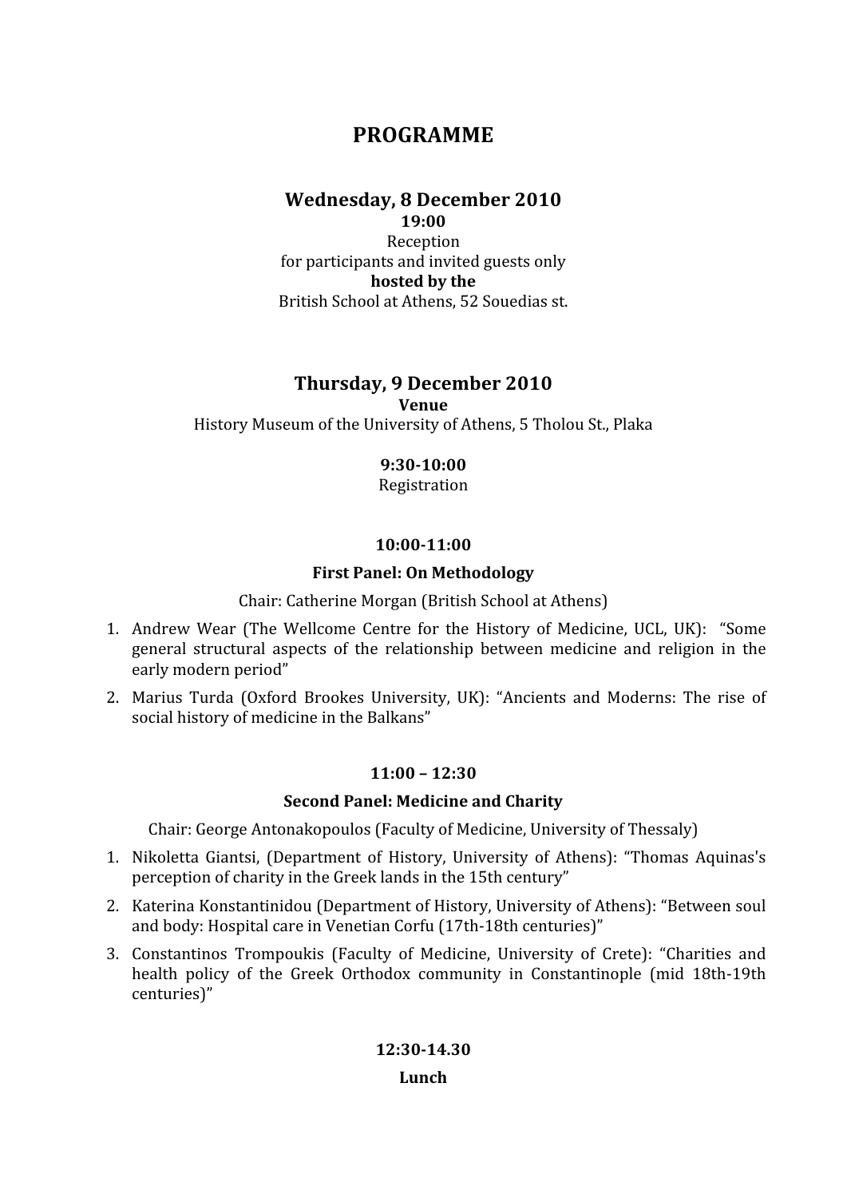# PROGRAMME

## Wednesday, 8 December 2010

**19:00**

Reception

for participants and invited guests only

**hosted by the**

British School at Athens, 52 Souedias st.

## Thursday, 9 December 2010

**Venue**

History Museum of the University of Athens, 5 Tholou St., Plaka

**9:30-10:00**

Registration

**10:00-11:00**

**First Panel: On Methodology**

Chair: Catherine Morgan (British School at Athens)

1. Andrew Wear (The Wellcome Centre for the History of Medicine, UCL, UK): "Some general structural aspects of the relationship between medicine and religion in the early modern period"
2. Marius Turda (Oxford Brookes University, UK): "Ancients and Moderns: The rise of social history of medicine in the Balkans"

**11:00 – 12:30**

**Second Panel: Medicine and Charity**

Chair: George Antonakopoulos (Faculty of Medicine, University of Thessaly)

1. Nikoletta Giantsi, (Department of History, University of Athens): "Thomas Aquinas's perception of charity in the Greek lands in the 15th century"
2. Katerina Konstantinidou (Department of History, University of Athens): "Between soul and body: Hospital care in Venetian Corfu (17th-18th centuries)"
3. Constantinos Trompoukis (Faculty of Medicine, University of Crete): "Charities and health policy of the Greek Orthodox community in Constantinople (mid 18th-19th centuries)"

**12:30-14.30**

**Lunch**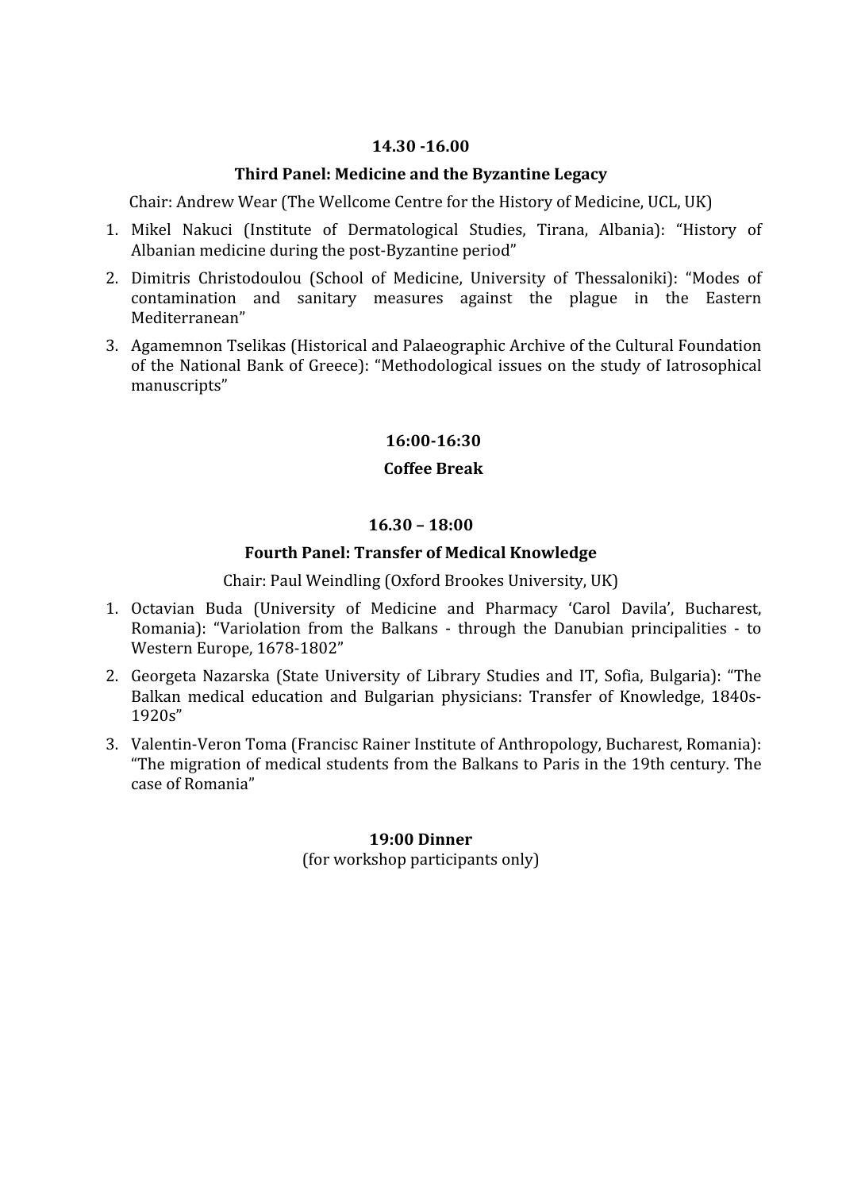**14.30 -16.00**

**Third Panel: Medicine and the Byzantine Legacy**

Chair: Andrew Wear (The Wellcome Centre for the History of Medicine, UCL, UK)

1. Mikel Nakuci (Institute of Dermatological Studies, Tirana, Albania): "History of Albanian medicine during the post-Byzantine period"
2. Dimitris Christodoulou (School of Medicine, University of Thessaloniki): "Modes of contamination and sanitary measures against the plague in the Eastern Mediterranean"
3. Agamemnon Tselikas (Historical and Palaeographic Archive of the Cultural Foundation of the National Bank of Greece): "Methodological issues on the study of Iatrosophical manuscripts"

**16:00-16:30**

**Coffee Break**

**16.30 – 18:00**

**Fourth Panel: Transfer of Medical Knowledge**

Chair: Paul Weindling (Oxford Brookes University, UK)

1. Octavian Buda (University of Medicine and Pharmacy 'Carol Davila', Bucharest, Romania): "Variolation from the Balkans - through the Danubian principalities - to Western Europe, 1678-1802"
2. Georgeta Nazarska (State University of Library Studies and IT, Sofia, Bulgaria): "The Balkan medical education and Bulgarian physicians: Transfer of Knowledge, 1840s-1920s"
3. Valentin-Veron Toma (Francisc Rainer Institute of Anthropology, Bucharest, Romania): "The migration of medical students from the Balkans to Paris in the 19th century. The case of Romania"

**19:00 Dinner**

(for workshop participants only)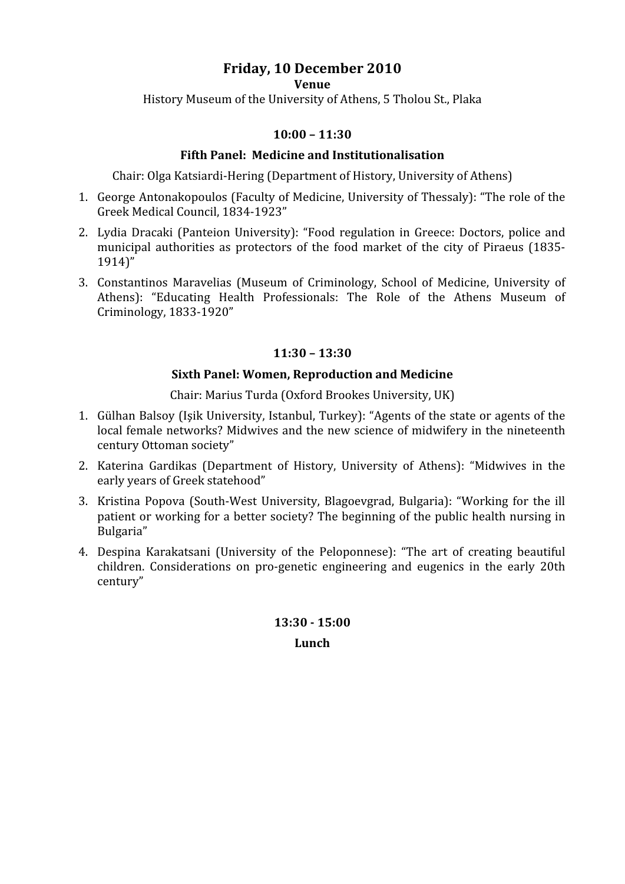## Friday, 10 December 2010

**Venue**

History Museum of the University of Athens, 5 Tholou St., Plaka

### 10:00 – 11:30

**Fifth Panel: Medicine and Institutionalisation**

Chair: Olga Katsiardi-Hering (Department of History, University of Athens)

1. George Antonakopoulos (Faculty of Medicine, University of Thessaly): "The role of the Greek Medical Council, 1834-1923"
2. Lydia Dracaki (Panteion University): "Food regulation in Greece: Doctors, police and municipal authorities as protectors of the food market of the city of Piraeus (1835-1914)"
3. Constantinos Maravelias (Museum of Criminology, School of Medicine, University of Athens): "Educating Health Professionals: The Role of the Athens Museum of Criminology, 1833-1920"

### 11:30 – 13:30

**Sixth Panel: Women, Reproduction and Medicine**

Chair: Marius Turda (Oxford Brookes University, UK)

1. Gülhan Balsoy (Işik University, Istanbul, Turkey): "Agents of the state or agents of the local female networks? Midwives and the new science of midwifery in the nineteenth century Ottoman society"
2. Katerina Gardikas (Department of History, University of Athens): "Midwives in the early years of Greek statehood"
3. Kristina Popova (South-West University, Blagoevgrad, Bulgaria): "Working for the ill patient or working for a better society? The beginning of the public health nursing in Bulgaria"
4. Despina Karakatsani (University of the Peloponnese): "The art of creating beautiful children. Considerations on pro-genetic engineering and eugenics in the early 20th century"

### 13:30 - 15:00

**Lunch**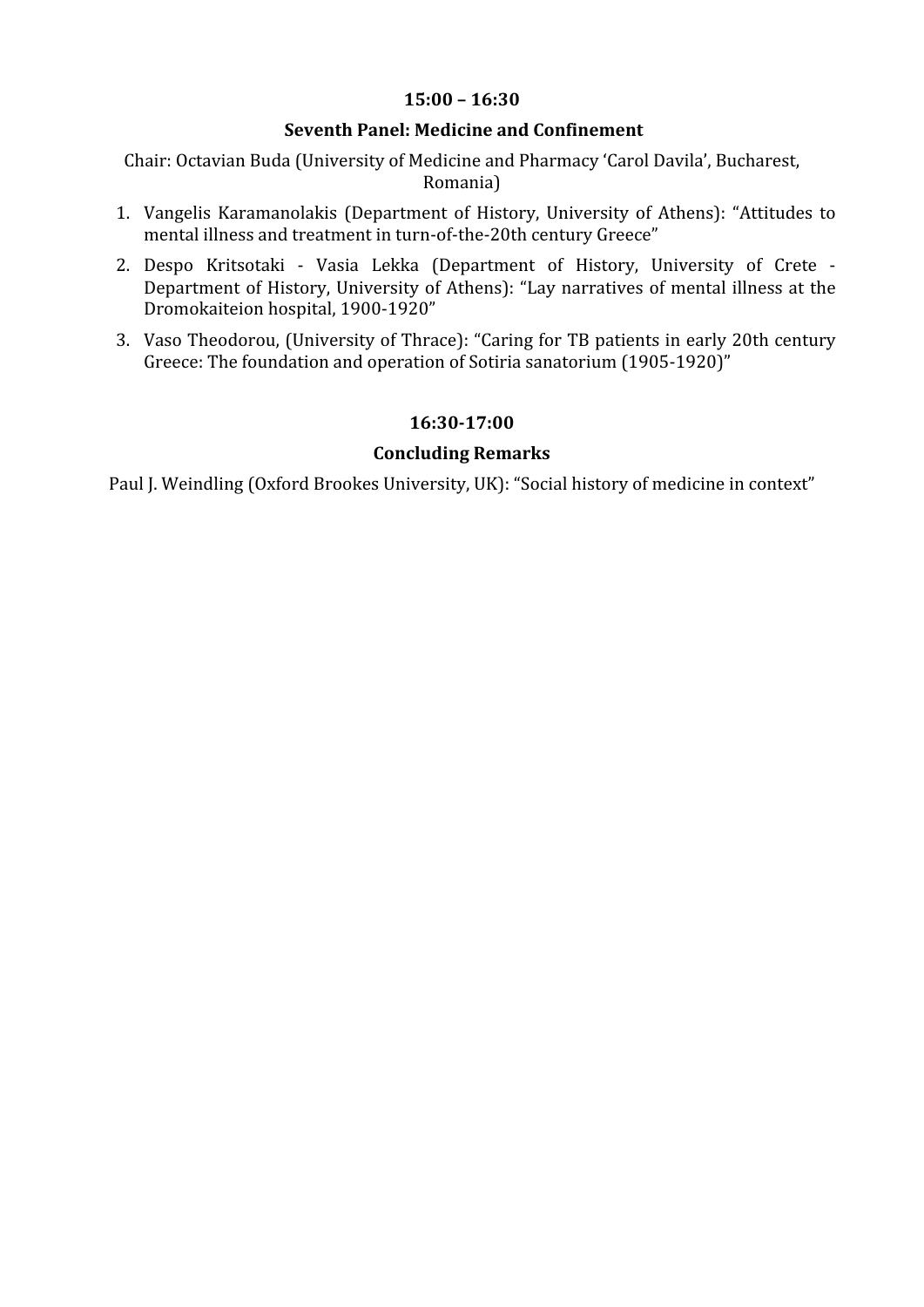**15:00 – 16:30**

**Seventh Panel: Medicine and Confinement**

Chair: Octavian Buda (University of Medicine and Pharmacy 'Carol Davila', Bucharest, Romania)

1. Vangelis Karamanolakis (Department of History, University of Athens): "Attitudes to mental illness and treatment in turn-of-the-20th century Greece"
2. Despo Kritsotaki - Vasia Lekka (Department of History, University of Crete - Department of History, University of Athens): "Lay narratives of mental illness at the Dromokaiteion hospital, 1900-1920"
3. Vaso Theodorou, (University of Thrace): "Caring for TB patients in early 20th century Greece: The foundation and operation of Sotiria sanatorium (1905-1920)"

**16:30-17:00**

**Concluding Remarks**

Paul J. Weindling (Oxford Brookes University, UK): "Social history of medicine in context"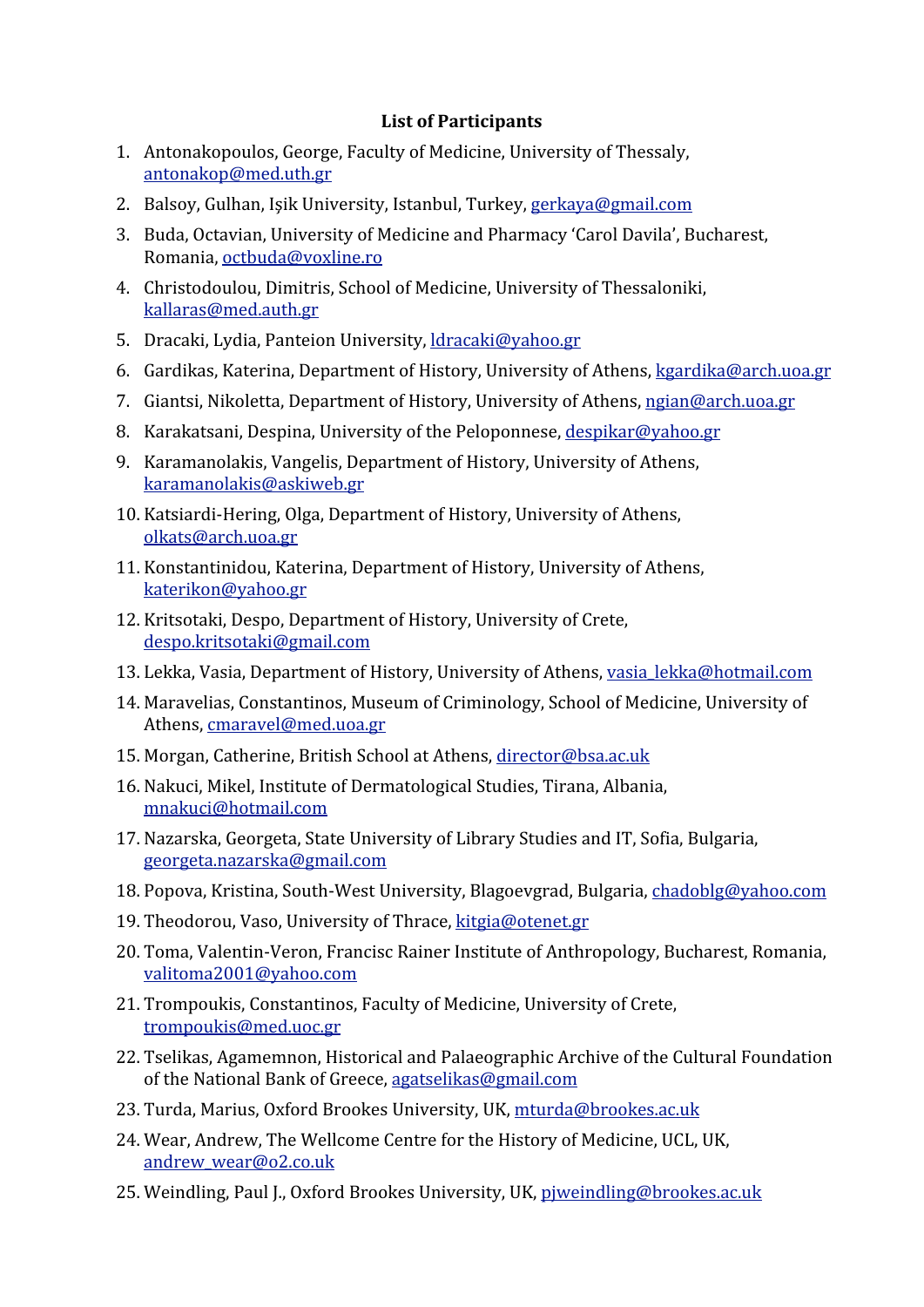**List of Participants**

1. Antonakopoulos, George, Faculty of Medicine, University of Thessaly, antonakop@med.uth.gr
2. Balsoy, Gulhan, Işik University, Istanbul, Turkey, gerkaya@gmail.com
3. Buda, Octavian, University of Medicine and Pharmacy 'Carol Davila', Bucharest, Romania, octbuda@voxline.ro
4. Christodoulou, Dimitris, School of Medicine, University of Thessaloniki, kallaras@med.auth.gr
5. Dracaki, Lydia, Panteion University, ldracaki@yahoo.gr
6. Gardikas, Katerina, Department of History, University of Athens, kgardika@arch.uoa.gr
7. Giantsi, Nikoletta, Department of History, University of Athens, ngian@arch.uoa.gr
8. Karakatsani, Despina, University of the Peloponnese, despikar@yahoo.gr
9. Karamanolakis, Vangelis, Department of History, University of Athens, karamanolakis@askiweb.gr
10. Katsiardi-Hering, Olga, Department of History, University of Athens, olkats@arch.uoa.gr
11. Konstantinidou, Katerina, Department of History, University of Athens, katerikon@yahoo.gr
12. Kritsotaki, Despo, Department of History, University of Crete, despo.kritsotaki@gmail.com
13. Lekka, Vasia, Department of History, University of Athens, vasia_lekka@hotmail.com
14. Maravelias, Constantinos, Museum of Criminology, School of Medicine, University of Athens, cmaravel@med.uoa.gr
15. Morgan, Catherine, British School at Athens, director@bsa.ac.uk
16. Nakuci, Mikel, Institute of Dermatological Studies, Tirana, Albania, mnakuci@hotmail.com
17. Nazarska, Georgeta, State University of Library Studies and IT, Sofia, Bulgaria, georgeta.nazarska@gmail.com
18. Popova, Kristina, South-West University, Blagoevgrad, Bulgaria, chadoblg@yahoo.com
19. Theodorou, Vaso, University of Thrace, kitgia@otenet.gr
20. Toma, Valentin-Veron, Francisc Rainer Institute of Anthropology, Bucharest, Romania, valitoma2001@yahoo.com
21. Trompoukis, Constantinos, Faculty of Medicine, University of Crete, trompoukis@med.uoc.gr
22. Tselikas, Agamemnon, Historical and Palaeographic Archive of the Cultural Foundation of the National Bank of Greece, agatselikas@gmail.com
23. Turda, Marius, Oxford Brookes University, UK, mturda@brookes.ac.uk
24. Wear, Andrew, The Wellcome Centre for the History of Medicine, UCL, UK, andrew_wear@o2.co.uk
25. Weindling, Paul J., Oxford Brookes University, UK, pjweindling@brookes.ac.uk